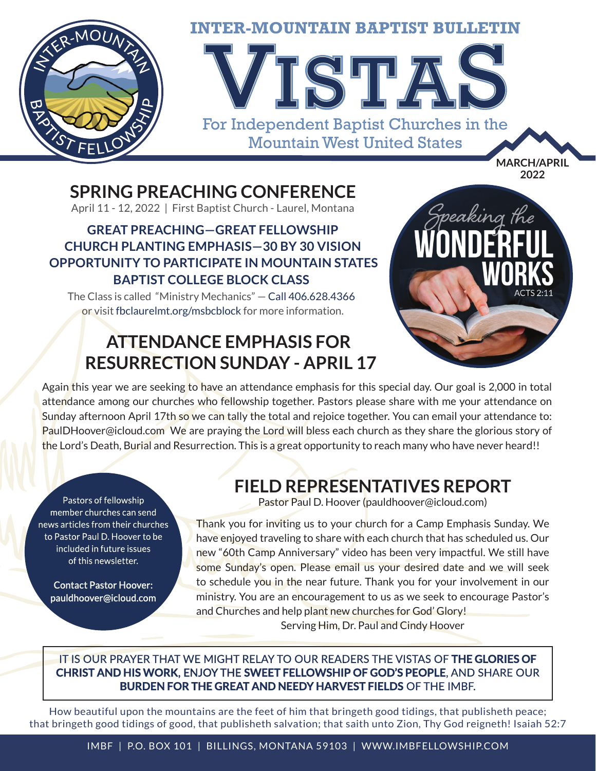# INTER-MOUNTAIN BAPTIST BULLETIN

# VISTAS

For Independent Baptist Churches in the Mountain West United States

MARCH/APRIL 2022

## SPRING PREACHING CONFERENCE

April 11 - 12, 2022 | First Baptist Church - Laurel, Montana

**GREAT PREACHING—GREAT FELLOWSHIP**
**CHURCH PLANTING EMPHASIS—30 BY 30 VISION**
**OPPORTUNITY TO PARTICIPATE IN MOUNTAIN STATES BAPTIST COLLEGE BLOCK CLASS**

The Class is called "Ministry Mechanics" — Call 406.628.4366 or visit fbclaurelmt.org/msbcblock for more information.

Speaking the WONDERFUL WORKS ACTS 2:11

## ATTENDANCE EMPHASIS FOR RESURRECTION SUNDAY - APRIL 17

Again this year we are seeking to have an attendance emphasis for this special day. Our goal is 2,000 in total attendance among our churches who fellowship together. Pastors please share with me your attendance on Sunday afternoon April 17th so we can tally the total and rejoice together. You can email your attendance to: PaulDHoover@icloud.com We are praying the Lord will bless each church as they share the glorious story of the Lord's Death, Burial and Resurrection. This is a great opportunity to reach many who have never heard!!

Pastors of fellowship member churches can send news articles from their churches to Pastor Paul D. Hoover to be included in future issues of this newsletter.

**Contact Pastor Hoover: pauldhoover@icloud.com**

## FIELD REPRESENTATIVES REPORT

Pastor Paul D. Hoover (pauldhoover@icloud.com)

Thank you for inviting us to your church for a Camp Emphasis Sunday. We have enjoyed traveling to share with each church that has scheduled us. Our new "60th Camp Anniversary" video has been very impactful. We still have some Sunday's open. Please email us your desired date and we will seek to schedule you in the near future. Thank you for your involvement in our ministry. You are an encouragement to us as we seek to encourage Pastor's and Churches and help plant new churches for God' Glory!

Serving Him, Dr. Paul and Cindy Hoover

IT IS OUR PRAYER THAT WE MIGHT RELAY TO OUR READERS THE VISTAS OF **THE GLORIES OF CHRIST AND HIS WORK**, ENJOY THE **SWEET FELLOWSHIP OF GOD'S PEOPLE**, AND SHARE OUR **BURDEN FOR THE GREAT AND NEEDY HARVEST FIELDS** OF THE IMBF.

How beautiful upon the mountains are the feet of him that bringeth good tidings, that publisheth peace; that bringeth good tidings of good, that publisheth salvation; that saith unto Zion, Thy God reigneth! Isaiah 52:7

IMBF | P.O. BOX 101 | BILLINGS, MONTANA 59103 | WWW.IMBFELLOWSHIP.COM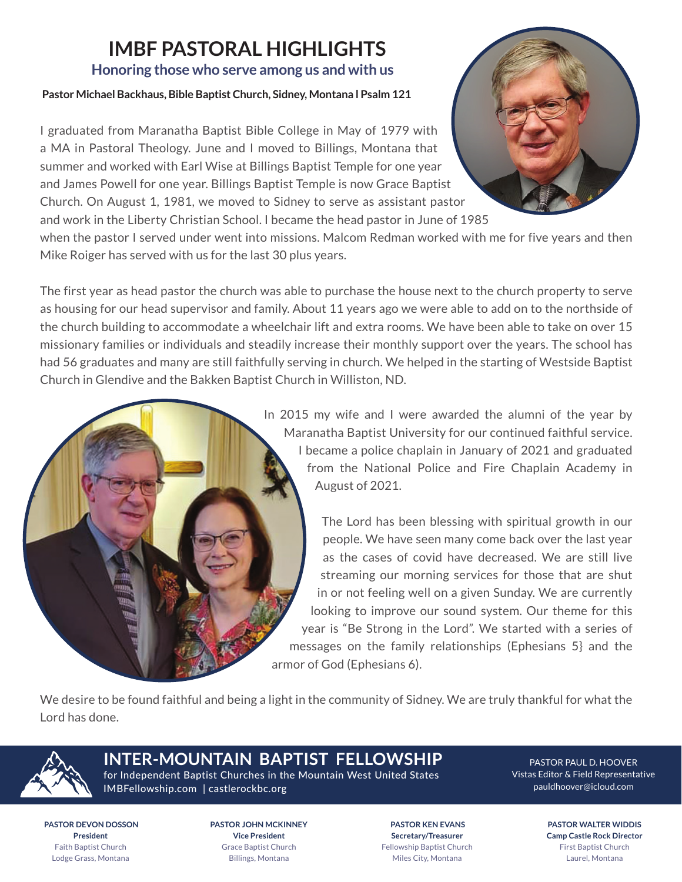# IMBF PASTORAL HIGHLIGHTS

## Honoring those who serve among us and with us

**Pastor Michael Backhaus, Bible Baptist Church, Sidney, Montana l Psalm 121**

I graduated from Maranatha Baptist Bible College in May of 1979 with a MA in Pastoral Theology. June and I moved to Billings, Montana that summer and worked with Earl Wise at Billings Baptist Temple for one year and James Powell for one year. Billings Baptist Temple is now Grace Baptist Church. On August 1, 1981, we moved to Sidney to serve as assistant pastor and work in the Liberty Christian School. I became the head pastor in June of 1985 when the pastor I served under went into missions. Malcom Redman worked with me for five years and then Mike Roiger has served with us for the last 30 plus years.

The first year as head pastor the church was able to purchase the house next to the church property to serve as housing for our head supervisor and family. About 11 years ago we were able to add on to the northside of the church building to accommodate a wheelchair lift and extra rooms. We have been able to take on over 15 missionary families or individuals and steadily increase their monthly support over the years. The school has had 56 graduates and many are still faithfully serving in church. We helped in the starting of Westside Baptist Church in Glendive and the Bakken Baptist Church in Williston, ND.

In 2015 my wife and I were awarded the alumni of the year by Maranatha Baptist University for our continued faithful service. I became a police chaplain in January of 2021 and graduated from the National Police and Fire Chaplain Academy in August of 2021.

The Lord has been blessing with spiritual growth in our people. We have seen many come back over the last year as the cases of covid have decreased. We are still live streaming our morning services for those that are shut in or not feeling well on a given Sunday. We are currently looking to improve our sound system. Our theme for this year is "Be Strong in the Lord". We started with a series of messages on the family relationships (Ephesians 5} and the armor of God (Ephesians 6).

We desire to be found faithful and being a light in the community of Sidney. We are truly thankful for what the Lord has done.

**INTER-MOUNTAIN BAPTIST FELLOWSHIP**
for Independent Baptist Churches in the Mountain West United States
IMBFellowship.com | castlerockbc.org

PASTOR PAUL D. HOOVER
Vistas Editor & Field Representative
pauldhoover@icloud.com

**PASTOR DEVON DOSSON**
**President**
Faith Baptist Church
Lodge Grass, Montana

**PASTOR JOHN MCKINNEY**
**Vice President**
Grace Baptist Church
Billings, Montana

**PASTOR KEN EVANS**
**Secretary/Treasurer**
Fellowship Baptist Church
Miles City, Montana

**PASTOR WALTER WIDDIS**
**Camp Castle Rock Director**
First Baptist Church
Laurel, Montana